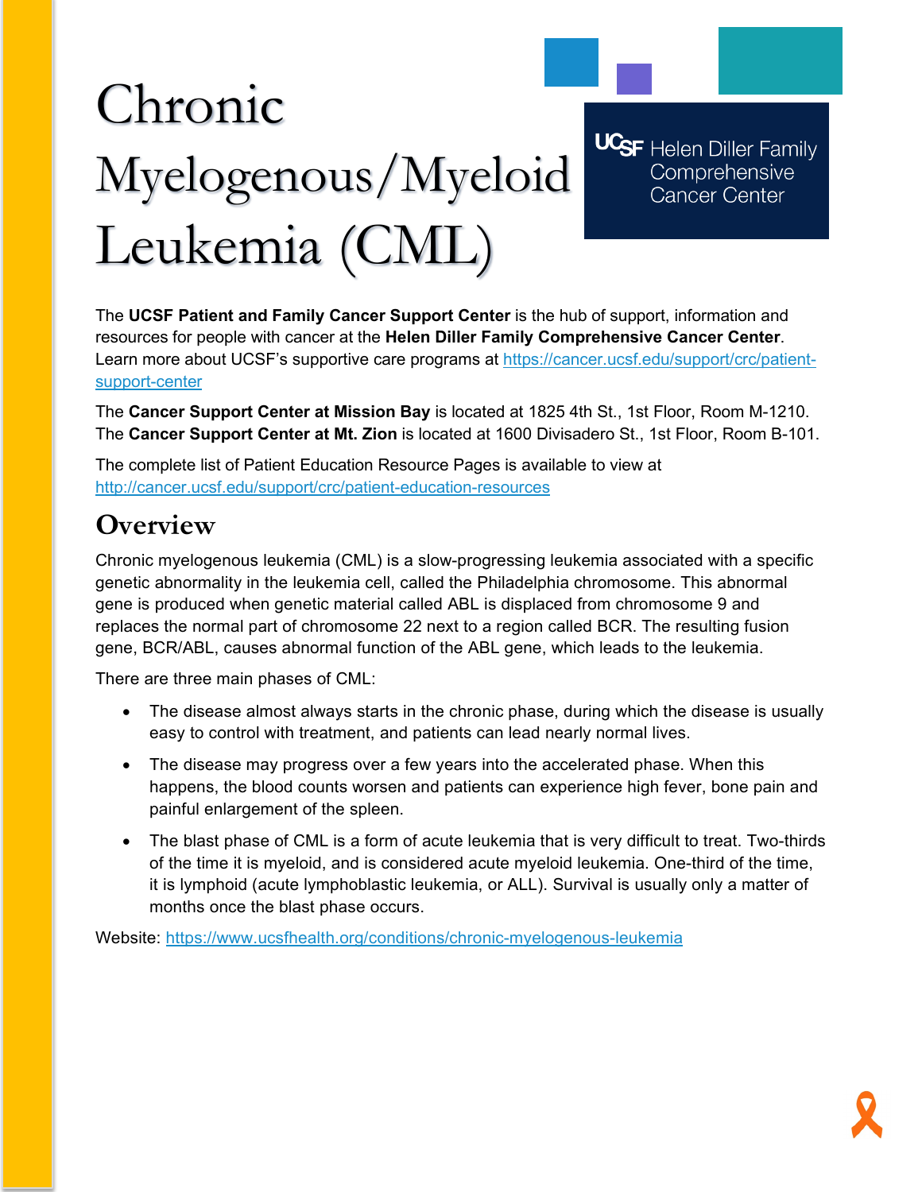# Chronic Myelogenous/Myeloid Leukemia (CML)

UCSF Helen Diller Family Comprehensive Cancer Center

The **UCSF Patient and Family Cancer Support Center** is the hub of support, information and resources for people with cancer at the **Helen Diller Family Comprehensive Cancer Center**. Learn more about UCSF's supportive care programs at https://cancer.ucsf.edu/support/crc/patient-support-center

The **Cancer Support Center at Mission Bay** is located at 1825 4th St., 1st Floor, Room M-1210. The **Cancer Support Center at Mt. Zion** is located at 1600 Divisadero St., 1st Floor, Room B-101.

The complete list of Patient Education Resource Pages is available to view at http://cancer.ucsf.edu/support/crc/patient-education-resources

## Overview

Chronic myelogenous leukemia (CML) is a slow-progressing leukemia associated with a specific genetic abnormality in the leukemia cell, called the Philadelphia chromosome. This abnormal gene is produced when genetic material called ABL is displaced from chromosome 9 and replaces the normal part of chromosome 22 next to a region called BCR. The resulting fusion gene, BCR/ABL, causes abnormal function of the ABL gene, which leads to the leukemia.

There are three main phases of CML:

- The disease almost always starts in the chronic phase, during which the disease is usually easy to control with treatment, and patients can lead nearly normal lives.
- The disease may progress over a few years into the accelerated phase. When this happens, the blood counts worsen and patients can experience high fever, bone pain and painful enlargement of the spleen.
- The blast phase of CML is a form of acute leukemia that is very difficult to treat. Two-thirds of the time it is myeloid, and is considered acute myeloid leukemia. One-third of the time, it is lymphoid (acute lymphoblastic leukemia, or ALL). Survival is usually only a matter of months once the blast phase occurs.

Website: https://www.ucsfhealth.org/conditions/chronic-myelogenous-leukemia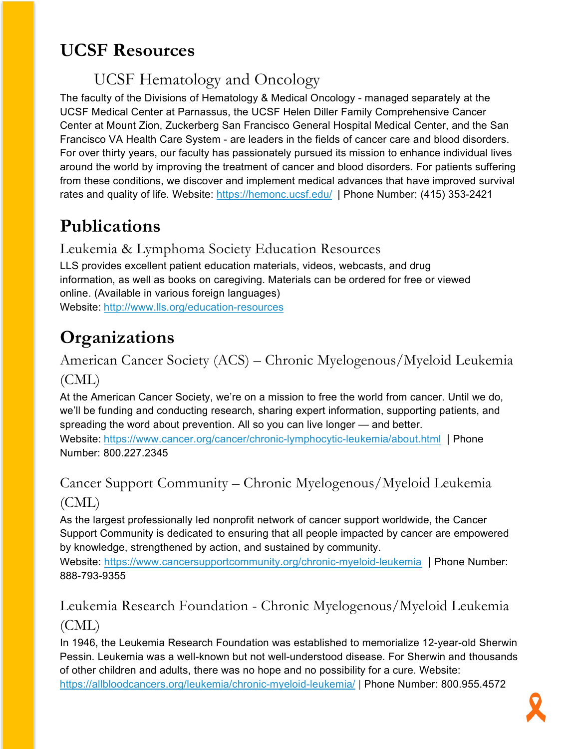# UCSF Resources

## UCSF Hematology and Oncology

The faculty of the Divisions of Hematology & Medical Oncology - managed separately at the UCSF Medical Center at Parnassus, the UCSF Helen Diller Family Comprehensive Cancer Center at Mount Zion, Zuckerberg San Francisco General Hospital Medical Center, and the San Francisco VA Health Care System - are leaders in the fields of cancer care and blood disorders. For over thirty years, our faculty has passionately pursued its mission to enhance individual lives around the world by improving the treatment of cancer and blood disorders. For patients suffering from these conditions, we discover and implement medical advances that have improved survival rates and quality of life. Website: https://hemonc.ucsf.edu/ | Phone Number: (415) 353-2421

# Publications

## Leukemia & Lymphoma Society Education Resources

LLS provides excellent patient education materials, videos, webcasts, and drug information, as well as books on caregiving. Materials can be ordered for free or viewed online. (Available in various foreign languages)
Website: http://www.lls.org/education-resources

# Organizations

## American Cancer Society (ACS) – Chronic Myelogenous/Myeloid Leukemia (CML)

At the American Cancer Society, we're on a mission to free the world from cancer. Until we do, we'll be funding and conducting research, sharing expert information, supporting patients, and spreading the word about prevention. All so you can live longer — and better.
Website: https://www.cancer.org/cancer/chronic-lymphocytic-leukemia/about.html | Phone Number: 800.227.2345

## Cancer Support Community – Chronic Myelogenous/Myeloid Leukemia (CML)

As the largest professionally led nonprofit network of cancer support worldwide, the Cancer Support Community is dedicated to ensuring that all people impacted by cancer are empowered by knowledge, strengthened by action, and sustained by community.
Website: https://www.cancersupportcommunity.org/chronic-myeloid-leukemia | Phone Number: 888-793-9355

## Leukemia Research Foundation - Chronic Myelogenous/Myeloid Leukemia (CML)

In 1946, the Leukemia Research Foundation was established to memorialize 12-year-old Sherwin Pessin. Leukemia was a well-known but not well-understood disease. For Sherwin and thousands of other children and adults, there was no hope and no possibility for a cure. Website: https://allbloodcancers.org/leukemia/chronic-myeloid-leukemia/ | Phone Number: 800.955.4572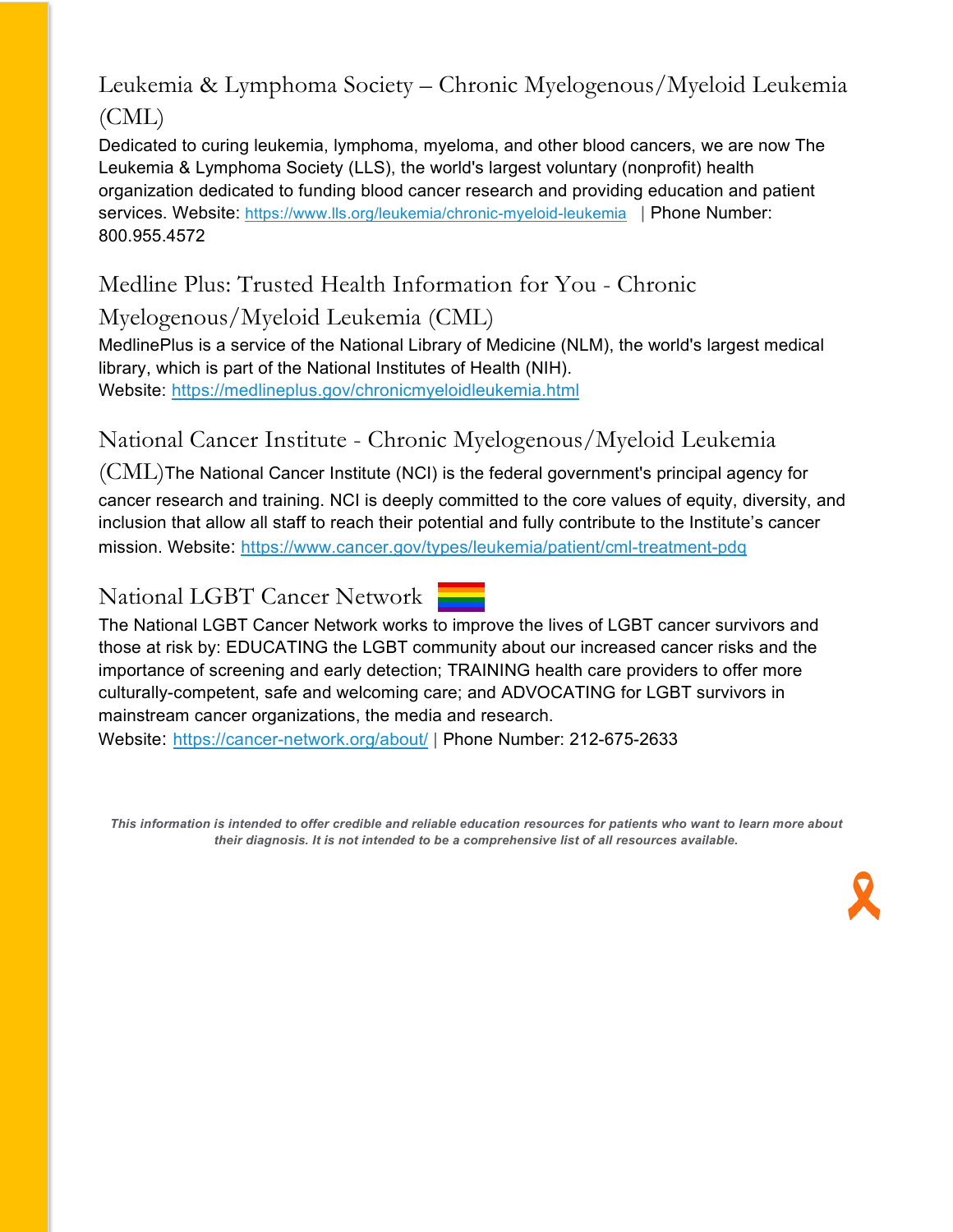## Leukemia & Lymphoma Society – Chronic Myelogenous/Myeloid Leukemia (CML)

Dedicated to curing leukemia, lymphoma, myeloma, and other blood cancers, we are now The Leukemia & Lymphoma Society (LLS), the world's largest voluntary (nonprofit) health organization dedicated to funding blood cancer research and providing education and patient services. Website: https://www.lls.org/leukemia/chronic-myeloid-leukemia | Phone Number: 800.955.4572

## Medline Plus: Trusted Health Information for You - Chronic Myelogenous/Myeloid Leukemia (CML)

MedlinePlus is a service of the National Library of Medicine (NLM), the world's largest medical library, which is part of the National Institutes of Health (NIH).
Website: https://medlineplus.gov/chronicmyeloidleukemia.html

## National Cancer Institute - Chronic Myelogenous/Myeloid Leukemia (CML)

The National Cancer Institute (NCI) is the federal government's principal agency for cancer research and training. NCI is deeply committed to the core values of equity, diversity, and inclusion that allow all staff to reach their potential and fully contribute to the Institute's cancer mission. Website: https://www.cancer.gov/types/leukemia/patient/cml-treatment-pdq

## National LGBT Cancer Network

The National LGBT Cancer Network works to improve the lives of LGBT cancer survivors and those at risk by: EDUCATING the LGBT community about our increased cancer risks and the importance of screening and early detection; TRAINING health care providers to offer more culturally-competent, safe and welcoming care; and ADVOCATING for LGBT survivors in mainstream cancer organizations, the media and research.
Website: https://cancer-network.org/about/ | Phone Number: 212-675-2633

***This information is intended to offer credible and reliable education resources for patients who want to learn more about their diagnosis. It is not intended to be a comprehensive list of all resources available.***